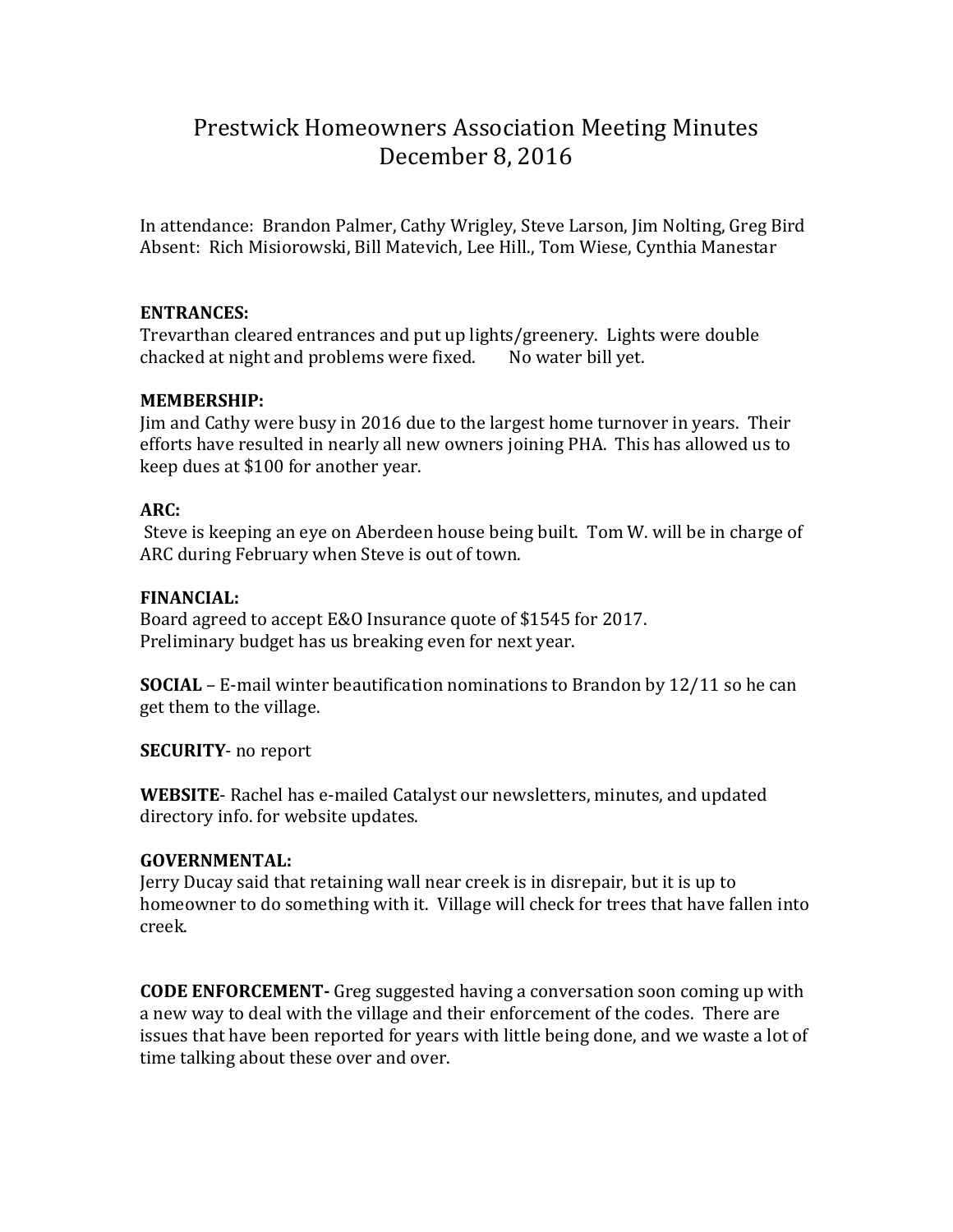# Prestwick Homeowners Association Meeting Minutes
# December 8, 2016

In attendance: Brandon Palmer, Cathy Wrigley, Steve Larson, Jim Nolting, Greg Bird
Absent: Rich Misiorowski, Bill Matevich, Lee Hill., Tom Wiese, Cynthia Manestar

**ENTRANCES:**
Trevarthan cleared entrances and put up lights/greenery. Lights were double chacked at night and problems were fixed. No water bill yet.

**MEMBERSHIP:**
Jim and Cathy were busy in 2016 due to the largest home turnover in years. Their efforts have resulted in nearly all new owners joining PHA. This has allowed us to keep dues at $100 for another year.

**ARC:**
Steve is keeping an eye on Aberdeen house being built. Tom W. will be in charge of ARC during February when Steve is out of town.

**FINANCIAL:**
Board agreed to accept E&O Insurance quote of $1545 for 2017.
Preliminary budget has us breaking even for next year.

**SOCIAL** – E-mail winter beautification nominations to Brandon by 12/11 so he can get them to the village.

**SECURITY**- no report

**WEBSITE**- Rachel has e-mailed Catalyst our newsletters, minutes, and updated directory info. for website updates.

**GOVERNMENTAL:**
Jerry Ducay said that retaining wall near creek is in disrepair, but it is up to homeowner to do something with it. Village will check for trees that have fallen into creek.

**CODE ENFORCEMENT-** Greg suggested having a conversation soon coming up with a new way to deal with the village and their enforcement of the codes. There are issues that have been reported for years with little being done, and we waste a lot of time talking about these over and over.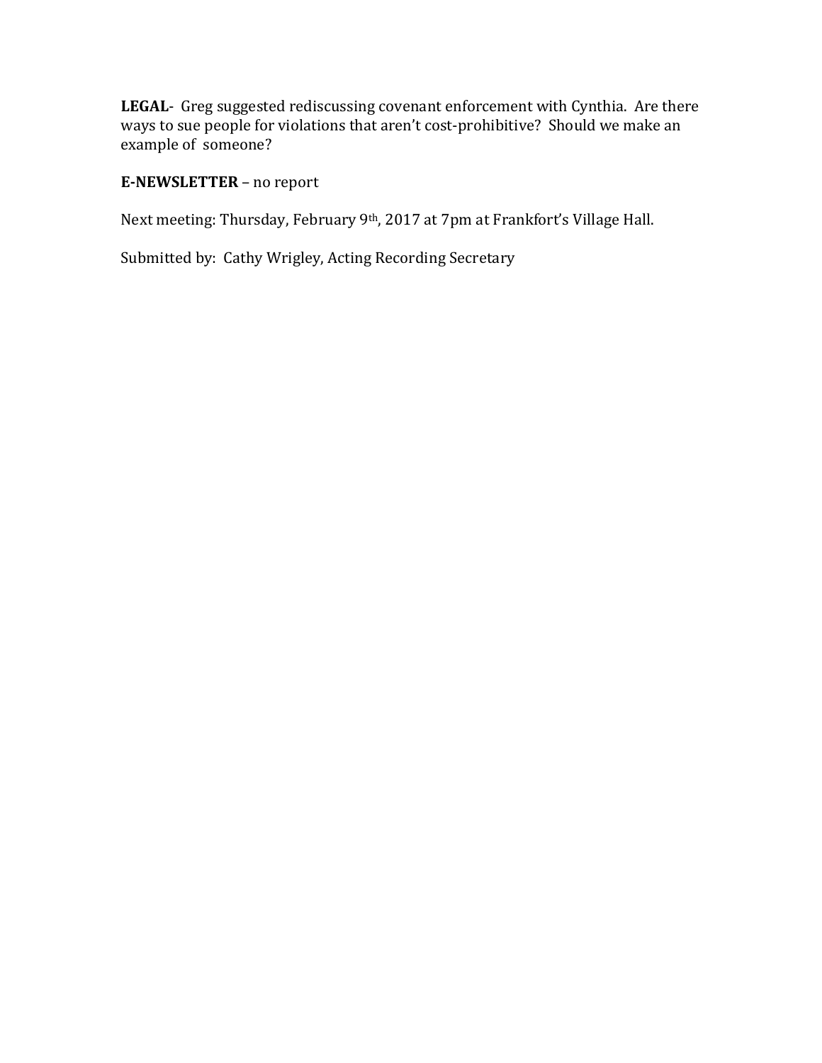**LEGAL**- Greg suggested rediscussing covenant enforcement with Cynthia. Are there ways to sue people for violations that aren't cost-prohibitive? Should we make an example of someone?

**E-NEWSLETTER** – no report

Next meeting: Thursday, February 9th, 2017 at 7pm at Frankfort's Village Hall.

Submitted by: Cathy Wrigley, Acting Recording Secretary